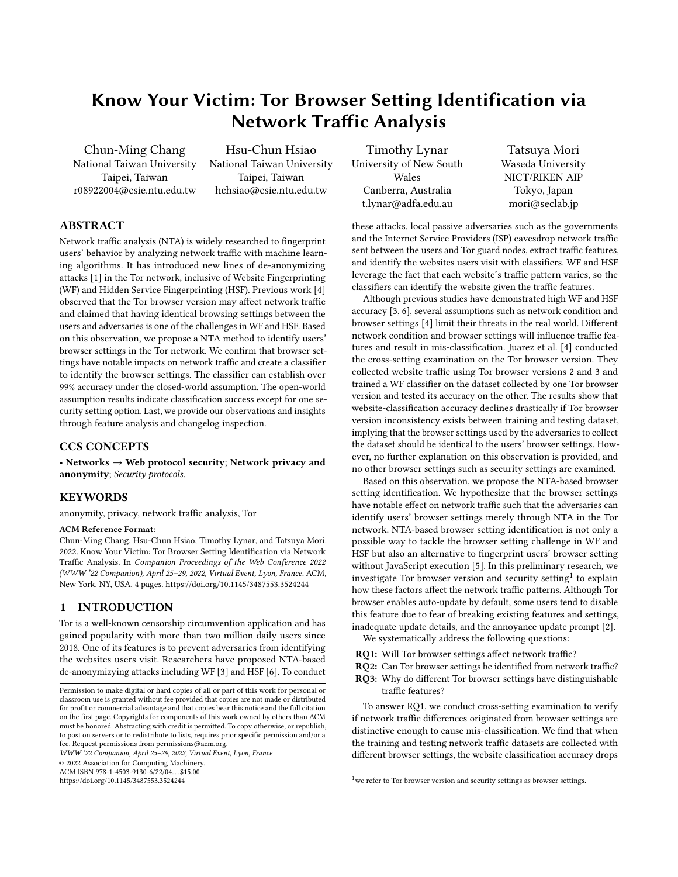# Know Your Victim: Tor Browser Setting Identification via Network Traffic Analysis

Chun-Ming Chang
National Taiwan University
Taipei, Taiwan
r08922004@csie.ntu.edu.tw

Hsu-Chun Hsiao
National Taiwan University
Taipei, Taiwan
hchsiao@csie.ntu.edu.tw

Timothy Lynar
University of New South Wales
Canberra, Australia
t.lynar@adfa.edu.au

Tatsuya Mori
Waseda University
NICT/RIKEN AIP
Tokyo, Japan
mori@seclab.jp

## ABSTRACT

Network traffic analysis (NTA) is widely researched to fingerprint users' behavior by analyzing network traffic with machine learning algorithms. It has introduced new lines of de-anonymizing attacks [1] in the Tor network, inclusive of Website Fingerprinting (WF) and Hidden Service Fingerprinting (HSF). Previous work [4] observed that the Tor browser version may affect network traffic and claimed that having identical browsing settings between the users and adversaries is one of the challenges in WF and HSF. Based on this observation, we propose a NTA method to identify users' browser settings in the Tor network. We confirm that browser settings have notable impacts on network traffic and create a classifier to identify the browser settings. The classifier can establish over 99% accuracy under the closed-world assumption. The open-world assumption results indicate classification success except for one security setting option. Last, we provide our observations and insights through feature analysis and changelog inspection.

## CCS CONCEPTS

• **Networks** → **Web protocol security**; **Network privacy and anonymity**; *Security protocols.*

## KEYWORDS

anonymity, privacy, network traffic analysis, Tor

**ACM Reference Format:**
Chun-Ming Chang, Hsu-Chun Hsiao, Timothy Lynar, and Tatsuya Mori. 2022. Know Your Victim: Tor Browser Setting Identification via Network Traffic Analysis. In *Companion Proceedings of the Web Conference 2022 (WWW '22 Companion), April 25–29, 2022, Virtual Event, Lyon, France.* ACM, New York, NY, USA, 4 pages. https://doi.org/10.1145/3487553.3524244

## 1 INTRODUCTION

Tor is a well-known censorship circumvention application and has gained popularity with more than two million daily users since 2018. One of its features is to prevent adversaries from identifying the websites users visit. Researchers have proposed NTA-based de-anonymizying attacks including WF [3] and HSF [6]. To conduct these attacks, local passive adversaries such as the governments and the Internet Service Providers (ISP) eavesdrop network traffic sent between the users and Tor guard nodes, extract traffic features, and identify the websites users visit with classifiers. WF and HSF leverage the fact that each website's traffic pattern varies, so the classifiers can identify the website given the traffic features.

Although previous studies have demonstrated high WF and HSF accuracy [3, 6], several assumptions such as network condition and browser settings [4] limit their threats in the real world. Different network condition and browser settings will influence traffic features and result in mis-classification. Juarez et al. [4] conducted the cross-setting examination on the Tor browser version. They collected website traffic using Tor browser versions 2 and 3 and trained a WF classifier on the dataset collected by one Tor browser version and tested its accuracy on the other. The results show that website-classification accuracy declines drastically if Tor browser version inconsistency exists between training and testing dataset, implying that the browser settings used by the adversaries to collect the dataset should be identical to the users' browser settings. However, no further explanation on this observation is provided, and no other browser settings such as security settings are examined.

Based on this observation, we propose the NTA-based browser setting identification. We hypothesize that the browser settings have notable effect on network traffic such that the adversaries can identify users' browser settings merely through NTA in the Tor network. NTA-based browser setting identification is not only a possible way to tackle the browser setting challenge in WF and HSF but also an alternative to fingerprint users' browser setting without JavaScript execution [5]. In this preliminary research, we investigate Tor browser version and security setting[1] to explain how these factors affect the network traffic patterns. Although Tor browser enables auto-update by default, some users tend to disable this feature due to fear of breaking existing features and settings, inadequate update details, and the annoyance update prompt [2].

We systematically address the following questions:

**RQ1:** Will Tor browser settings affect network traffic?
**RQ2:** Can Tor browser settings be identified from network traffic?
**RQ3:** Why do different Tor browser settings have distinguishable traffic features?

To answer RQ1, we conduct cross-setting examination to verify if network traffic differences originated from browser settings are distinctive enough to cause mis-classification. We find that when the training and testing network traffic datasets are collected with different browser settings, the website classification accuracy drops

[1] we refer to Tor browser version and security settings as browser settings.

Permission to make digital or hard copies of all or part of this work for personal or classroom use is granted without fee provided that copies are not made or distributed for profit or commercial advantage and that copies bear this notice and the full citation on the first page. Copyrights for components of this work owned by others than ACM must be honored. Abstracting with credit is permitted. To copy otherwise, or republish, to post on servers or to redistribute to lists, requires prior specific permission and/or a fee. Request permissions from permissions@acm.org.
*WWW '22 Companion, April 25–29, 2022, Virtual Event, Lyon, France*
© 2022 Association for Computing Machinery.
ACM ISBN 978-1-4503-9130-6/22/04…$15.00
https://doi.org/10.1145/3487553.3524244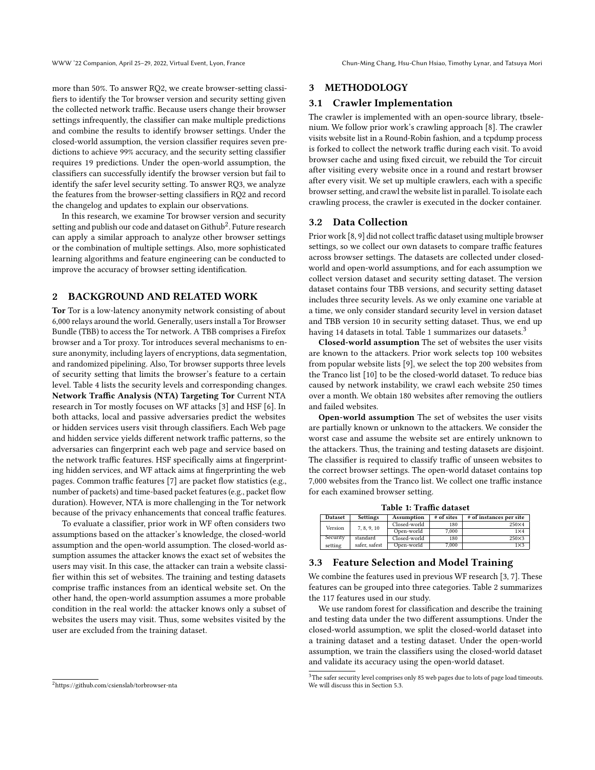more than 50%. To answer RQ2, we create browser-setting classifiers to identify the Tor browser version and security setting given the collected network traffic. Because users change their browser settings infrequently, the classifier can make multiple predictions and combine the results to identify browser settings. Under the closed-world assumption, the version classifier requires seven predictions to achieve 99% accuracy, and the security setting classifier requires 19 predictions. Under the open-world assumption, the classifiers can successfully identify the browser version but fail to identify the safer level security setting. To answer RQ3, we analyze the features from the browser-setting classifiers in RQ2 and record the changelog and updates to explain our observations.

In this research, we examine Tor browser version and security setting and publish our code and dataset on Github[2]. Future research can apply a similar approach to analyze other browser settings or the combination of multiple settings. Also, more sophisticated learning algorithms and feature engineering can be conducted to improve the accuracy of browser setting identification.

## 2 BACKGROUND AND RELATED WORK

**Tor** Tor is a low-latency anonymity network consisting of about 6,000 relays around the world. Generally, users install a Tor Browser Bundle (TBB) to access the Tor network. A TBB comprises a Firefox browser and a Tor proxy. Tor introduces several mechanisms to ensure anonymity, including layers of encryptions, data segmentation, and randomized pipelining. Also, Tor browser supports three levels of security setting that limits the browser's feature to a certain level. Table 4 lists the security levels and corresponding changes.
**Network Traffic Analysis (NTA) Targeting Tor** Current NTA research in Tor mostly focuses on WF attacks [3] and HSF [6]. In both attacks, local and passive adversaries predict the websites or hidden services users visit through classifiers. Each Web page and hidden service yields different network traffic patterns, so the adversaries can fingerprint each web page and service based on the network traffic features. HSF specifically aims at fingerprinting hidden services, and WF attack aims at fingerprinting the web pages. Common traffic features [7] are packet flow statistics (e.g., number of packets) and time-based packet features (e.g., packet flow duration). However, NTA is more challenging in the Tor network because of the privacy enhancements that conceal traffic features.

To evaluate a classifier, prior work in WF often considers two assumptions based on the attacker's knowledge, the closed-world assumption and the open-world assumption. The closed-world assumption assumes the attacker knows the exact set of websites the users may visit. In this case, the attacker can train a website classifier within this set of websites. The training and testing datasets comprise traffic instances from an identical website set. On the other hand, the open-world assumption assumes a more probable condition in the real world: the attacker knows only a subset of websites the users may visit. Thus, some websites visited by the user are excluded from the training dataset.

[2] https://github.com/csienslab/torbrowser-nta

## 3 METHODOLOGY

### 3.1 Crawler Implementation

The crawler is implemented with an open-source library, tbselenium. We follow prior work's crawling approach [8]. The crawler visits website list in a Round-Robin fashion, and a tcpdump process is forked to collect the network traffic during each visit. To avoid browser cache and using fixed circuit, we rebuild the Tor circuit after visiting every website once in a round and restart browser after every visit. We set up multiple crawlers, each with a specific browser setting, and crawl the website list in parallel. To isolate each crawling process, the crawler is executed in the docker container.

### 3.2 Data Collection

Prior work [8, 9] did not collect traffic dataset using multiple browser settings, so we collect our own datasets to compare traffic features across browser settings. The datasets are collected under closed-world and open-world assumptions, and for each assumption we collect version dataset and security setting dataset. The version dataset contains four TBB versions, and security setting dataset includes three security levels. As we only examine one variable at a time, we only consider standard security level in version dataset and TBB version 10 in security setting dataset. Thus, we end up having 14 datasets in total. Table 1 summarizes our datasets.[3]

**Closed-world assumption** The set of websites the user visits are known to the attackers. Prior work selects top 100 websites from popular website lists [9], we select the top 200 websites from the Tranco list [10] to be the closed-world dataset. To reduce bias caused by network instability, we crawl each website 250 times over a month. We obtain 180 websites after removing the outliers and failed websites.

**Open-world assumption** The set of websites the user visits are partially known or unknown to the attackers. We consider the worst case and assume the website set are entirely unknown to the attackers. Thus, the training and testing datasets are disjoint. The classifier is required to classify traffic of unseen websites to the correct browser settings. The open-world dataset contains top 7,000 websites from the Tranco list. We collect one traffic instance for each examined browser setting.

**Table 1: Traffic dataset**

| Dataset | Settings | Assumption | # of sites | # of instances per site |
|---|---|---|---|---|
| Version | 7, 8, 9, 10 | Closed-world | 180 | 250×4 |
| | | Open-world | 7,000 | 1×4 |
| Security setting | standard safer, safest | Closed-world | 180 | 250×3 |
| | | Open-world | 7,000 | 1×3 |

### 3.3 Feature Selection and Model Training

We combine the features used in previous WF research [3, 7]. These features can be grouped into three categories. Table 2 summarizes the 117 features used in our study.

We use random forest for classification and describe the training and testing data under the two different assumptions. Under the closed-world assumption, we split the closed-world dataset into a training dataset and a testing dataset. Under the open-world assumption, we train the classifiers using the closed-world dataset and validate its accuracy using the open-world dataset.

[3] The safer security level comprises only 85 web pages due to lots of page load timeouts. We will discuss this in Section 5.3.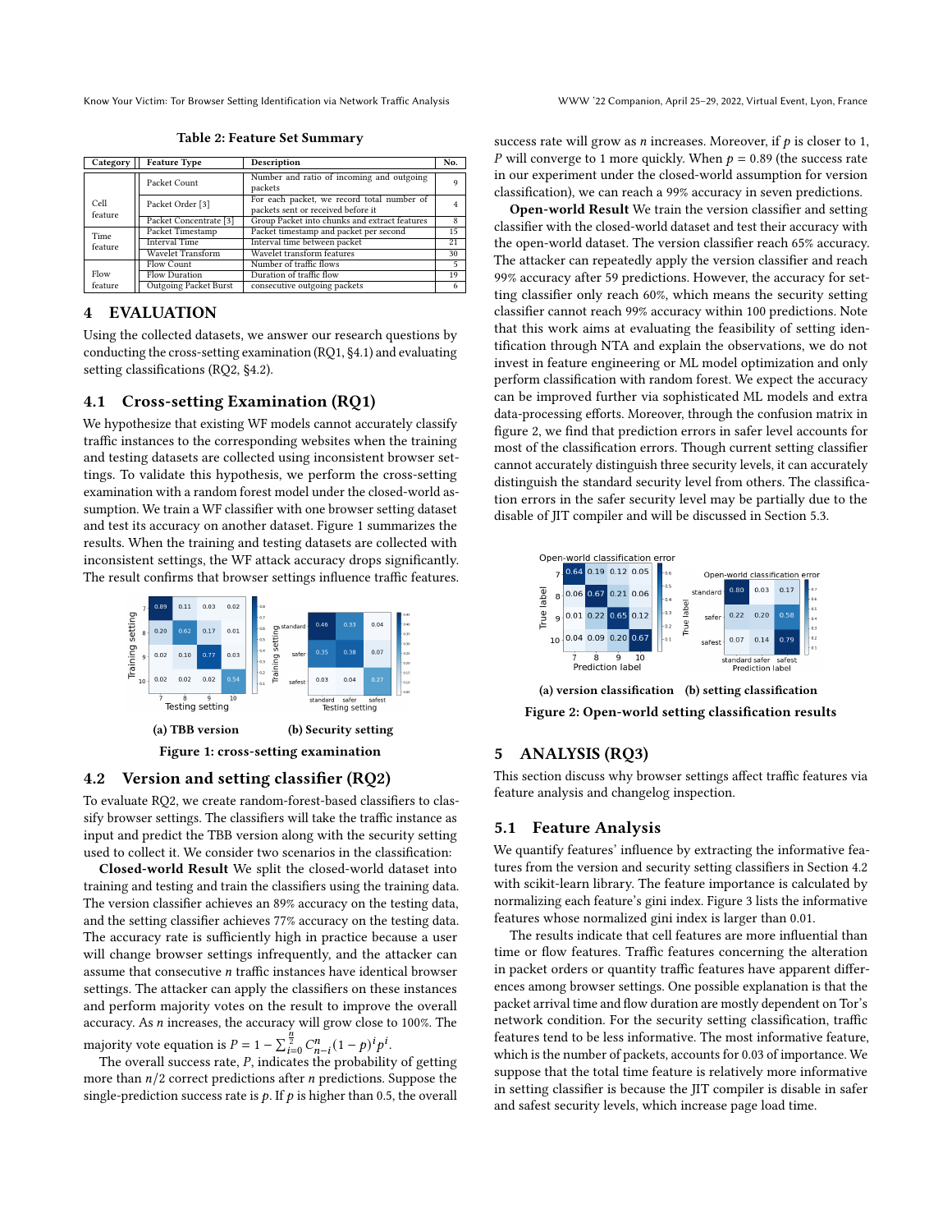Table 2: Feature Set Summary

| Category | Feature Type | Description | No. |
|---|---|---|---|
| Cell feature | Packet Count | Number and ratio of incoming and outgoing packets | 9 |
| | Packet Order [3] | For each packet, we record total number of packets sent or received before it | 4 |
| | Packet Concentrate [3] | Group Packet into chunks and extract features | 8 |
| Time feature | Packet Timestamp | Packet timestamp and packet per second | 15 |
| | Interval Time | Interval time between packet | 21 |
| | Wavelet Transform | Wavelet transform features | 30 |
| Flow feature | Flow Count | Number of traffic flows | 5 |
| | Flow Duration | Duration of traffic flow | 19 |
| | Outgoing Packet Burst | consecutive outgoing packets | 6 |

## 4 EVALUATION

Using the collected datasets, we answer our research questions by conducting the cross-setting examination (RQ1, §4.1) and evaluating setting classifications (RQ2, §4.2).

### 4.1 Cross-setting Examination (RQ1)

We hypothesize that existing WF models cannot accurately classify traffic instances to the corresponding websites when the training and testing datasets are collected using inconsistent browser settings. To validate this hypothesis, we perform the cross-setting examination with a random forest model under the closed-world assumption. We train a WF classifier with one browser setting dataset and test its accuracy on another dataset. Figure 1 summarizes the results. When the training and testing datasets are collected with inconsistent settings, the WF attack accuracy drops significantly. The result confirms that browser settings influence traffic features.

(a) TBB version (b) Security setting

Figure 1: cross-setting examination

### 4.2 Version and setting classifier (RQ2)

To evaluate RQ2, we create random-forest-based classifiers to classify browser settings. The classifiers will take the traffic instance as input and predict the TBB version along with the security setting used to collect it. We consider two scenarios in the classification:

**Closed-world Result** We split the closed-world dataset into training and testing and train the classifiers using the training data. The version classifier achieves an 89% accuracy on the testing data, and the setting classifier achieves 77% accuracy on the testing data. The accuracy rate is sufficiently high in practice because a user will change browser settings infrequently, and the attacker can assume that consecutive $n$ traffic instances have identical browser settings. The attacker can apply the classifiers on these instances and perform majority votes on the result to improve the overall accuracy. As $n$ increases, the accuracy will grow close to 100%. The majority vote equation is $P = 1 - \sum_{i=0}^{\frac{n}{2}} C_{n-i}^{n}(1-p)^i p^i$.

The overall success rate, $P$, indicates the probability of getting more than $n/2$ correct predictions after $n$ predictions. Suppose the single-prediction success rate is $p$. If $p$ is higher than 0.5, the overall success rate will grow as $n$ increases. Moreover, if $p$ is closer to 1, $P$ will converge to 1 more quickly. When $p = 0.89$ (the success rate in our experiment under the closed-world assumption for version classification), we can reach a 99% accuracy in seven predictions.

**Open-world Result** We train the version classifier and setting classifier with the closed-world dataset and test their accuracy with the open-world dataset. The version classifier reach 65% accuracy. The attacker can repeatedly apply the version classifier and reach 99% accuracy after 59 predictions. However, the accuracy for setting classifier only reach 60%, which means the security setting classifier cannot reach 99% accuracy within 100 predictions. Note that this work aims at evaluating the feasibility of setting identification through NTA and explain the observations, we do not invest in feature engineering or ML model optimization and only perform classification with random forest. We expect the accuracy can be improved further via sophisticated ML models and extra data-processing efforts. Moreover, through the confusion matrix in figure 2, we find that prediction errors in safer level accounts for most of the classification errors. Though current setting classifier cannot accurately distinguish three security levels, it can accurately distinguish the standard security level from others. The classification errors in the safer security level may be partially due to the disable of JIT compiler and will be discussed in Section 5.3.

(a) version classification (b) setting classification

Figure 2: Open-world setting classification results

## 5 ANALYSIS (RQ3)

This section discuss why browser settings affect traffic features via feature analysis and changelog inspection.

### 5.1 Feature Analysis

We quantify features' influence by extracting the informative features from the version and security setting classifiers in Section 4.2 with scikit-learn library. The feature importance is calculated by normalizing each feature's gini index. Figure 3 lists the informative features whose normalized gini index is larger than 0.01.

The results indicate that cell features are more influential than time or flow features. Traffic features concerning the alteration in packet orders or quantity traffic features have apparent differences among browser settings. One possible explanation is that the packet arrival time and flow duration are mostly dependent on Tor's network condition. For the security setting classification, traffic features tend to be less informative. The most informative feature, which is the number of packets, accounts for 0.03 of importance. We suppose that the total time feature is relatively more informative in setting classifier is because the JIT compiler is disable in safer and safest security levels, which increase page load time.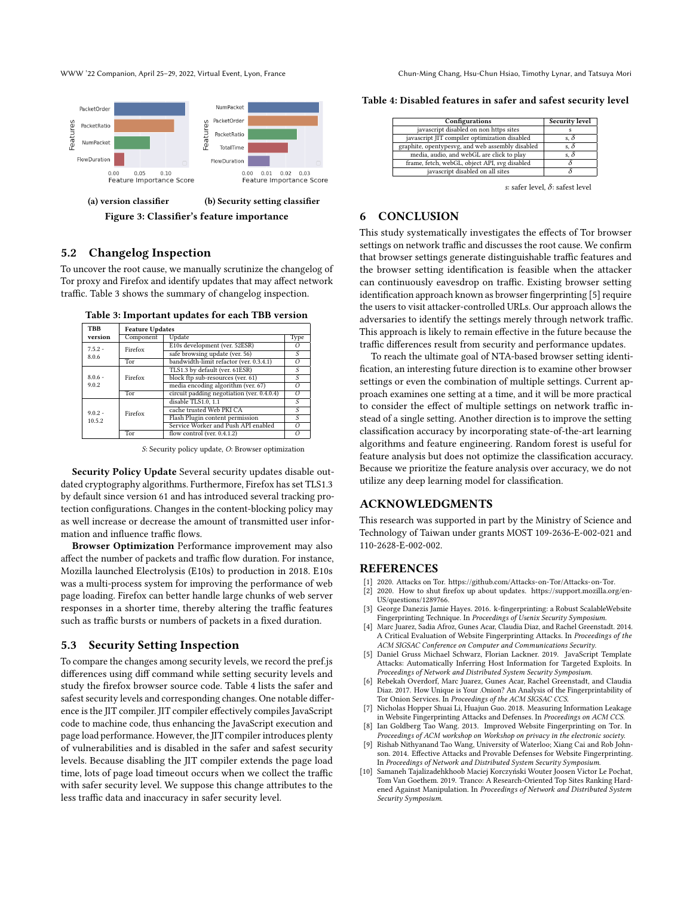PacketOrder
PacketRatio
NumPacket
FlowDuration
Features
0.00 0.05 0.10
Feature Importance Score

(a) version classifier

NumPacket
PacketOrder
PacketRatio
TotalTime
FlowDuration
Features
0.00 0.01 0.02 0.03
Feature Importance Score

(b) Security setting classifier

**Figure 3: Classifier's feature importance**

## 5.2 Changelog Inspection

To uncover the root cause, we manually scrutinize the changelog of Tor proxy and Firefox and identify updates that may affect network traffic. Table 3 shows the summary of changelog inspection.

**Table 3: Important updates for each TBB version**

| TBB version | Feature Updates | | |
|---|---|---|---|
| | Component | Update | Type |
| 7.5.2 - 8.0.6 | Firefox | E10s development (ver. 52ESR) | $O$ |
| | | safe browsing update (ver. 56) | $S$ |
| | Tor | bandwidth-limit refactor (ver. 0.3.4.1) | $O$ |
| 8.0.6 - 9.0.2 | Firefox | TLS1.3 by default (ver. 61ESR) | $S$ |
| | | block ftp sub-resources (ver. 61) | $S$ |
| | | media encoding algorithm (ver. 67) | $O$ |
| | Tor | circuit padding negotiation (ver. 0.4.0.4) | $O$ |
| 9.0.2 - 10.5.2 | Firefox | disable TLS1.0, 1.1 | $S$ |
| | | cache trusted Web PKI CA | $S$ |
| | | Flash Plugin content permission | $S$ |
| | | Service Worker and Push API enabled | $O$ |
| | Tor | flow control (ver. 0.4.1.2) | $O$ |

$S$: Security policy update, $O$: Browser optimization

**Security Policy Update** Several security updates disable outdated cryptography algorithms. Furthermore, Firefox has set TLS1.3 by default since version 61 and has introduced several tracking protection configurations. Changes in the content-blocking policy may as well increase or decrease the amount of transmitted user information and influence traffic flows.

**Browser Optimization** Performance improvement may also affect the number of packets and traffic flow duration. For instance, Mozilla launched Electrolysis (E10s) to production in 2018. E10s was a multi-process system for improving the performance of web page loading. Firefox can better handle large chunks of web server responses in a shorter time, thereby altering the traffic features such as traffic bursts or numbers of packets in a fixed duration.

## 5.3 Security Setting Inspection

To compare the changes among security levels, we record the pref.js differences using diff command while setting security levels and study the firefox browser source code. Table 4 lists the safer and safest security levels and corresponding changes. One notable difference is the JIT compiler. JIT compiler effectively compiles JavaScript code to machine code, thus enhancing the JavaScript execution and page load performance. However, the JIT compiler introduces plenty of vulnerabilities and is disabled in the safer and safest security levels. Because disabling the JIT compiler extends the page load time, lots of page load timeout occurs when we collect the traffic with safer security level. We suppose this change attributes to the less traffic data and inaccuracy in safer security level.

**Table 4: Disabled features in safer and safest security level**

| Configurations | Security level |
|---|---|
| javascript disabled on non https sites | s |
| javascript JIT compiler optimization disabled | s, $\delta$ |
| graphite, opentypesvg, and web assembly disabled | s, $\delta$ |
| media, audio, and webGL are click to play | s, $\delta$ |
| frame, fetch, webGL, object API, svg disabled | $\delta$ |
| javascript disabled on all sites | $\delta$ |

$s$: safer level, $\delta$: safest level

# 6 CONCLUSION

This study systematically investigates the effects of Tor browser settings on network traffic and discusses the root cause. We confirm that browser settings generate distinguishable traffic features and the browser setting identification is feasible when the attacker can continuously eavesdrop on traffic. Existing browser setting identification approach known as browser fingerprinting [5] require the users to visit attacker-controlled URLs. Our approach allows the adversaries to identify the settings merely through network traffic. This approach is likely to remain effective in the future because the traffic differences result from security and performance updates.

To reach the ultimate goal of NTA-based browser setting identification, an interesting future direction is to examine other browser settings or even the combination of multiple settings. Current approach examines one setting at a time, and it will be more practical to consider the effect of multiple settings on network traffic instead of a single setting. Another direction is to improve the setting classification accuracy by incorporating state-of-the-art learning algorithms and feature engineering. Random forest is useful for feature analysis but does not optimize the classification accuracy. Because we prioritize the feature analysis over accuracy, we do not utilize any deep learning model for classification.

# ACKNOWLEDGMENTS

This research was supported in part by the Ministry of Science and Technology of Taiwan under grants MOST 109-2636-E-002-021 and 110-2628-E-002-002.

# REFERENCES

[1] 2020. Attacks on Tor. https://github.com/Attacks-on-Tor/Attacks-on-Tor.
[2] 2020. How to shut firefox up about updates. https://support.mozilla.org/en-US/questions/1289766.
[3] George Danezis Jamie Hayes. 2016. k-fingerprinting: a Robust ScalableWebsite Fingerprinting Technique. In *Proceedings of Usenix Security Symposium.*
[4] Marc Juarez, Sadia Afroz, Gunes Acar, Claudia Diaz, and Rachel Greenstadt. 2014. A Critical Evaluation of Website Fingerprinting Attacks. In *Proceedings of the ACM SIGSAC Conference on Computer and Communications Security.*
[5] Daniel Gruss Michael Schwarz, Florian Lackner. 2019. JavaScript Template Attacks: Automatically Inferring Host Information for Targeted Exploits. In *Proceedings of Network and Distributed System Security Symposium.*
[6] Rebekah Overdorf, Marc Juarez, Gunes Acar, Rachel Greenstadt, and Claudia Diaz. 2017. How Unique is Your .Onion? An Analysis of the Fingerprintability of Tor Onion Services. In *Proceedings of the ACM SIGSAC CCS.*
[7] Nicholas Hopper Shuai Li, Huajun Guo. 2018. Measuring Information Leakage in Website Fingerprinting Attacks and Defenses. In *Proceedings on ACM CCS.*
[8] Ian Goldberg Tao Wang. 2013. Improved Website Fingerprinting on Tor. In *Proceedings of ACM workshop on Workshop on privacy in the electronic society.*
[9] Rishab Nithyanand Tao Wang, University of Waterloo; Xiang Cai and Rob Johnson. 2014. Effective Attacks and Provable Defenses for Website Fingerprinting. In *Proceedings of Network and Distributed System Security Symposium.*
[10] Samaneh Tajalizadehkhoob Maciej Korczyński Wouter Joosen Victor Le Pochat, Tom Van Goethem. 2019. Tranco: A Research-Oriented Top Sites Ranking Hardened Against Manipulation. In *Proceedings of Network and Distributed System Security Symposium.*